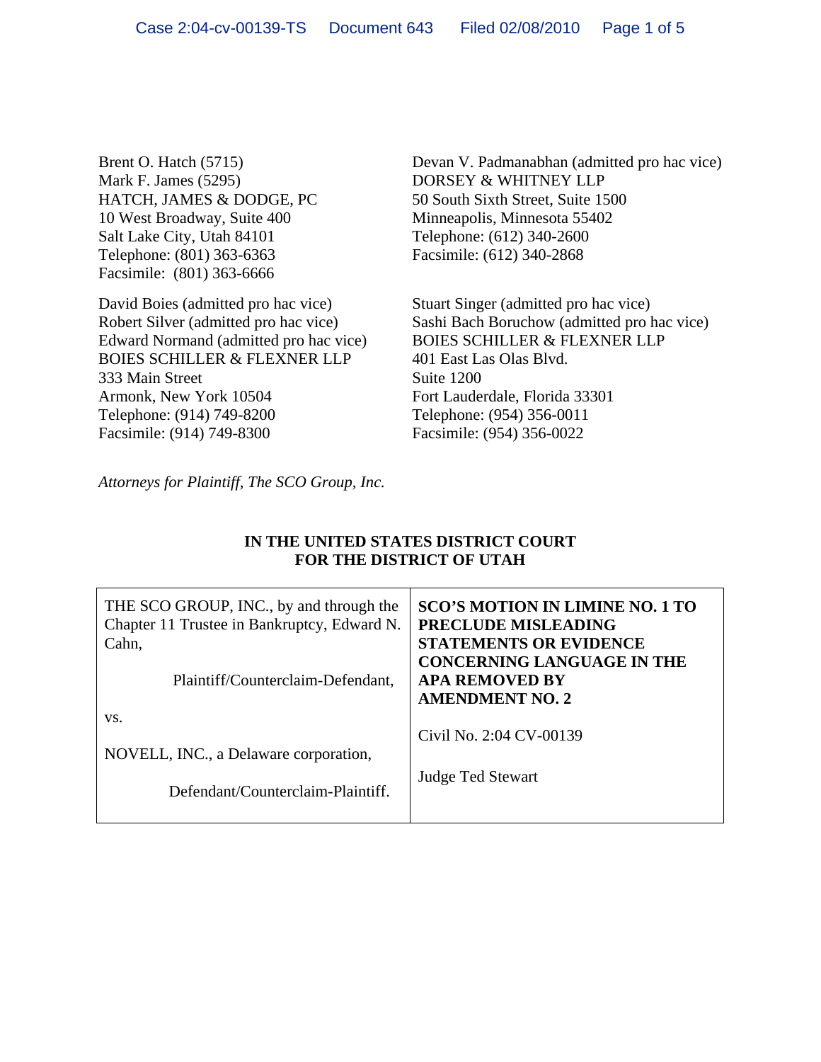Brent O. Hatch (5715)
Mark F. James (5295)
HATCH, JAMES & DODGE, PC
10 West Broadway, Suite 400
Salt Lake City, Utah 84101
Telephone: (801) 363-6363
Facsimile: (801) 363-6666

Devan V. Padmanabhan (admitted pro hac vice)
DORSEY & WHITNEY LLP
50 South Sixth Street, Suite 1500
Minneapolis, Minnesota 55402
Telephone: (612) 340-2600
Facsimile: (612) 340-2868

David Boies (admitted pro hac vice)
Robert Silver (admitted pro hac vice)
Edward Normand (admitted pro hac vice)
BOIES SCHILLER & FLEXNER LLP
333 Main Street
Armonk, New York 10504
Telephone: (914) 749-8200
Facsimile: (914) 749-8300

Stuart Singer (admitted pro hac vice)
Sashi Bach Boruchow (admitted pro hac vice)
BOIES SCHILLER & FLEXNER LLP
401 East Las Olas Blvd.
Suite 1200
Fort Lauderdale, Florida 33301
Telephone: (954) 356-0011
Facsimile: (954) 356-0022

*Attorneys for Plaintiff, The SCO Group, Inc.*

**IN THE UNITED STATES DISTRICT COURT**
**FOR THE DISTRICT OF UTAH**

| | |
|---|---|
| THE SCO GROUP, INC., by and through the Chapter 11 Trustee in Bankruptcy, Edward N. Cahn,<br><br>Plaintiff/Counterclaim-Defendant,<br><br>vs.<br><br>NOVELL, INC., a Delaware corporation,<br><br>Defendant/Counterclaim-Plaintiff. | **SCO'S MOTION IN LIMINE NO. 1 TO PRECLUDE MISLEADING STATEMENTS OR EVIDENCE CONCERNING LANGUAGE IN THE APA REMOVED BY AMENDMENT NO. 2**<br><br>Civil No. 2:04 CV-00139<br><br>Judge Ted Stewart |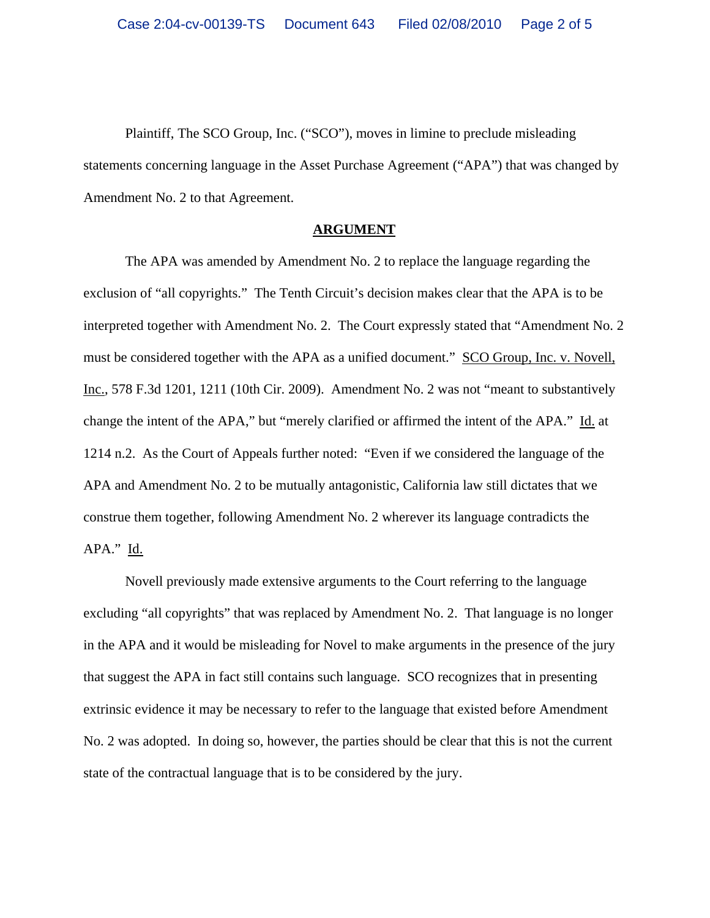Plaintiff, The SCO Group, Inc. ("SCO"), moves in limine to preclude misleading statements concerning language in the Asset Purchase Agreement ("APA") that was changed by Amendment No. 2 to that Agreement.

## ARGUMENT

The APA was amended by Amendment No. 2 to replace the language regarding the exclusion of "all copyrights." The Tenth Circuit's decision makes clear that the APA is to be interpreted together with Amendment No. 2. The Court expressly stated that "Amendment No. 2 must be considered together with the APA as a unified document." SCO Group, Inc. v. Novell, Inc., 578 F.3d 1201, 1211 (10th Cir. 2009). Amendment No. 2 was not "meant to substantively change the intent of the APA," but "merely clarified or affirmed the intent of the APA." Id. at 1214 n.2. As the Court of Appeals further noted: "Even if we considered the language of the APA and Amendment No. 2 to be mutually antagonistic, California law still dictates that we construe them together, following Amendment No. 2 wherever its language contradicts the APA." Id.

Novell previously made extensive arguments to the Court referring to the language excluding "all copyrights" that was replaced by Amendment No. 2. That language is no longer in the APA and it would be misleading for Novel to make arguments in the presence of the jury that suggest the APA in fact still contains such language. SCO recognizes that in presenting extrinsic evidence it may be necessary to refer to the language that existed before Amendment No. 2 was adopted. In doing so, however, the parties should be clear that this is not the current state of the contractual language that is to be considered by the jury.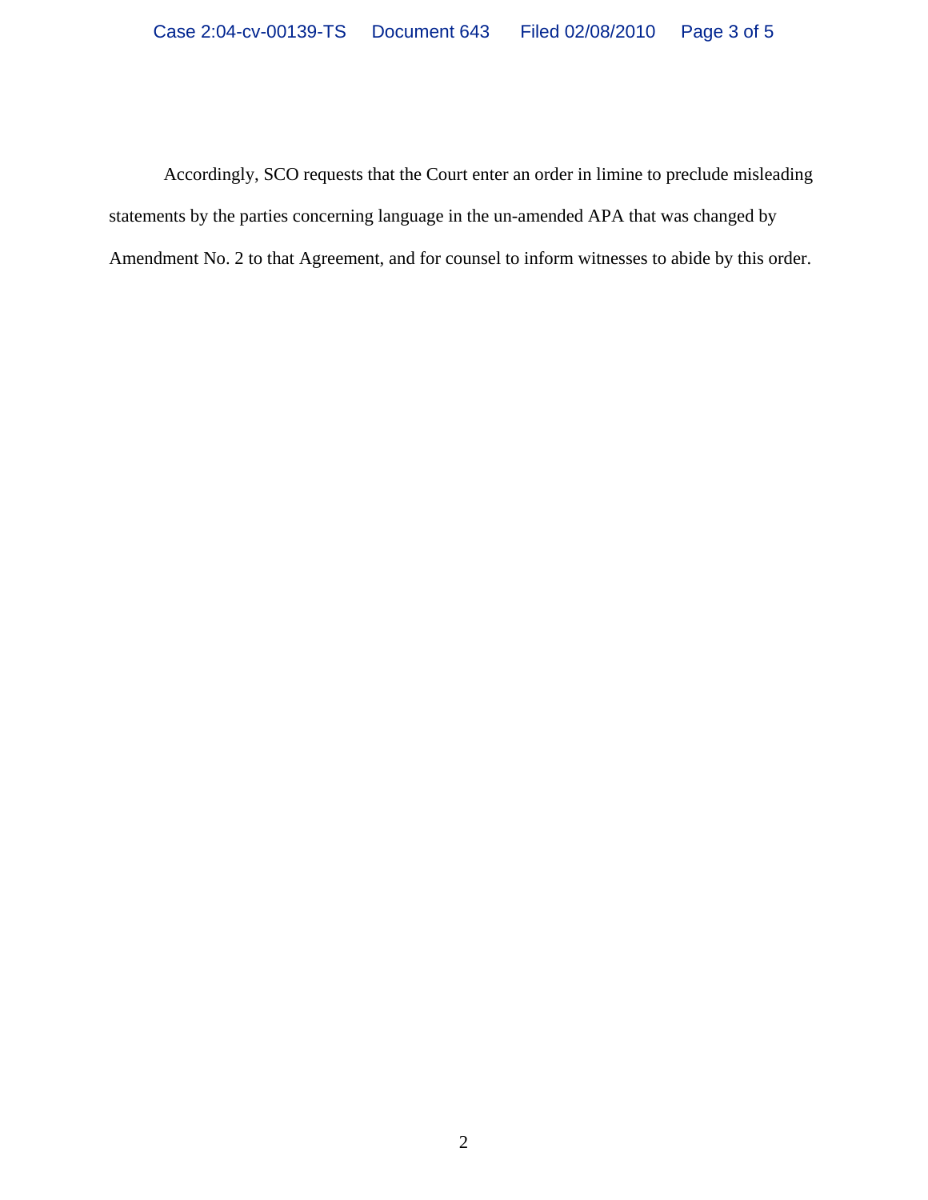Accordingly, SCO requests that the Court enter an order in limine to preclude misleading statements by the parties concerning language in the un-amended APA that was changed by Amendment No. 2 to that Agreement, and for counsel to inform witnesses to abide by this order.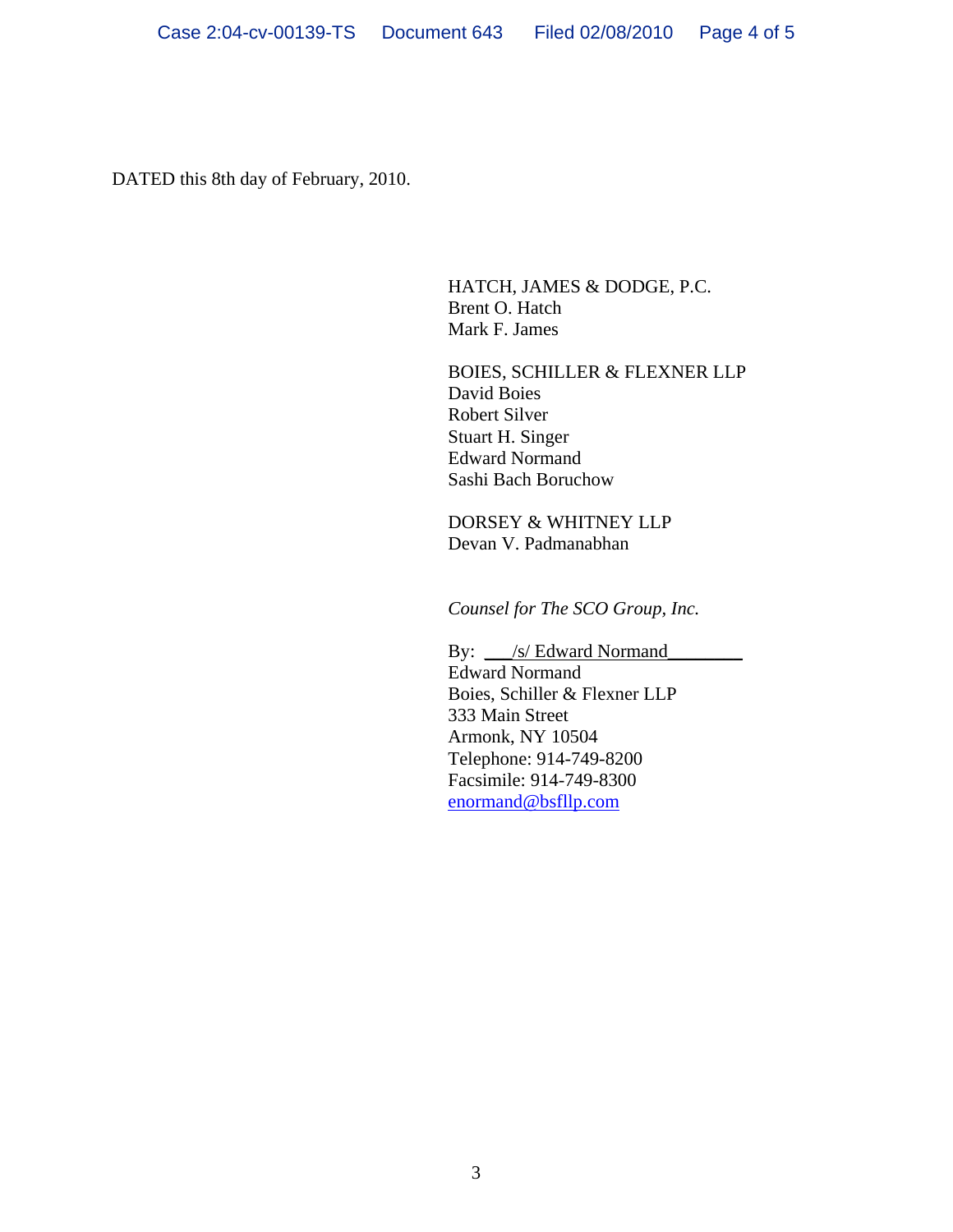DATED this 8th day of February, 2010.

HATCH, JAMES & DODGE, P.C.
Brent O. Hatch
Mark F. James

BOIES, SCHILLER & FLEXNER LLP
David Boies
Robert Silver
Stuart H. Singer
Edward Normand
Sashi Bach Boruchow

DORSEY & WHITNEY LLP
Devan V. Padmanabhan

*Counsel for The SCO Group, Inc.*

By: ___/s/ Edward Normand________
Edward Normand
Boies, Schiller & Flexner LLP
333 Main Street
Armonk, NY 10504
Telephone: 914-749-8200
Facsimile: 914-749-8300
enormand@bsfllp.com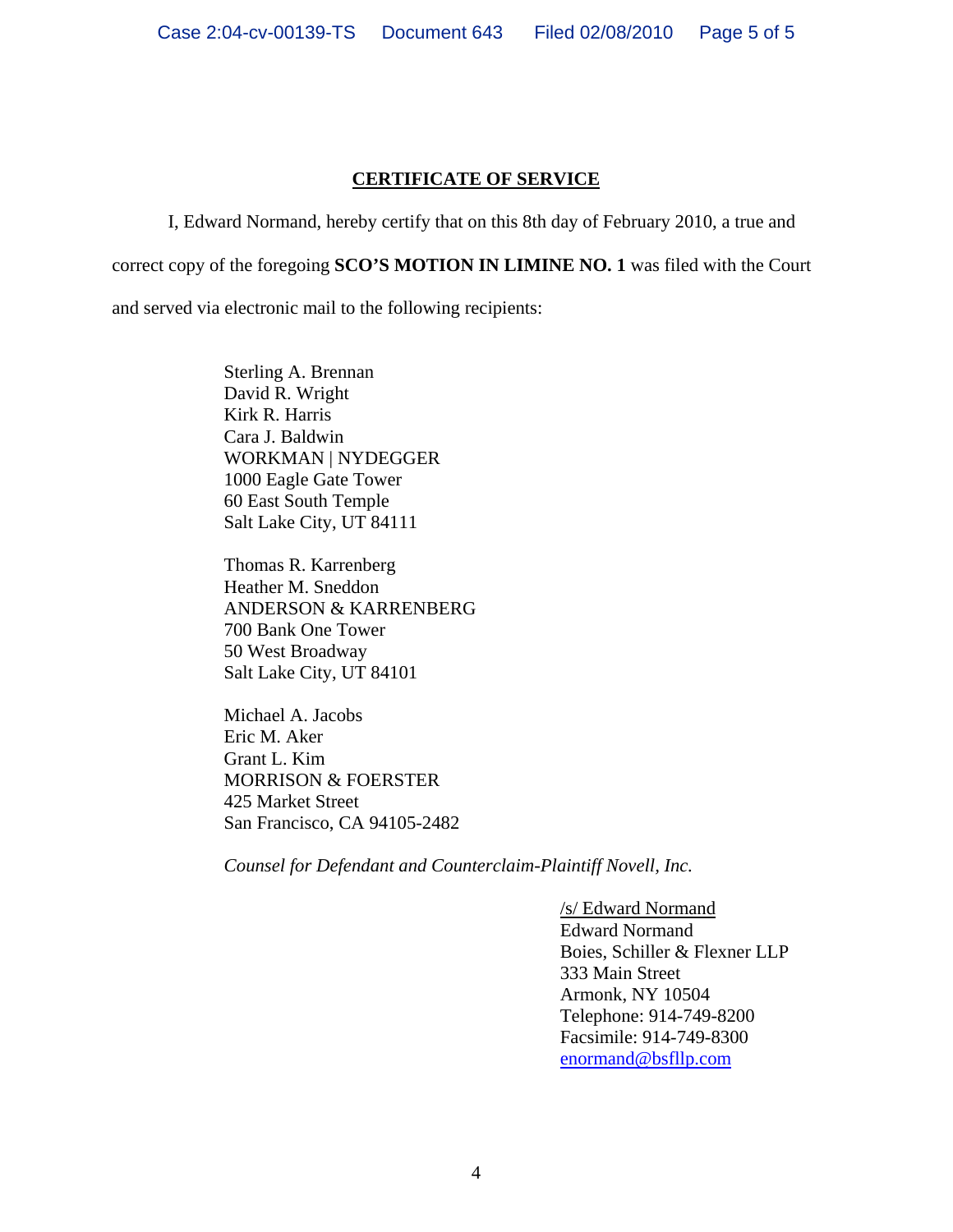## CERTIFICATE OF SERVICE

I, Edward Normand, hereby certify that on this 8th day of February 2010, a true and correct copy of the foregoing **SCO'S MOTION IN LIMINE NO. 1** was filed with the Court and served via electronic mail to the following recipients:

Sterling A. Brennan
David R. Wright
Kirk R. Harris
Cara J. Baldwin
WORKMAN | NYDEGGER
1000 Eagle Gate Tower
60 East South Temple
Salt Lake City, UT 84111

Thomas R. Karrenberg
Heather M. Sneddon
ANDERSON & KARRENBERG
700 Bank One Tower
50 West Broadway
Salt Lake City, UT 84101

Michael A. Jacobs
Eric M. Aker
Grant L. Kim
MORRISON & FOERSTER
425 Market Street
San Francisco, CA 94105-2482

*Counsel for Defendant and Counterclaim-Plaintiff Novell, Inc.*

/s/ Edward Normand
Edward Normand
Boies, Schiller & Flexner LLP
333 Main Street
Armonk, NY 10504
Telephone: 914-749-8200
Facsimile: 914-749-8300
enormand@bsfllp.com